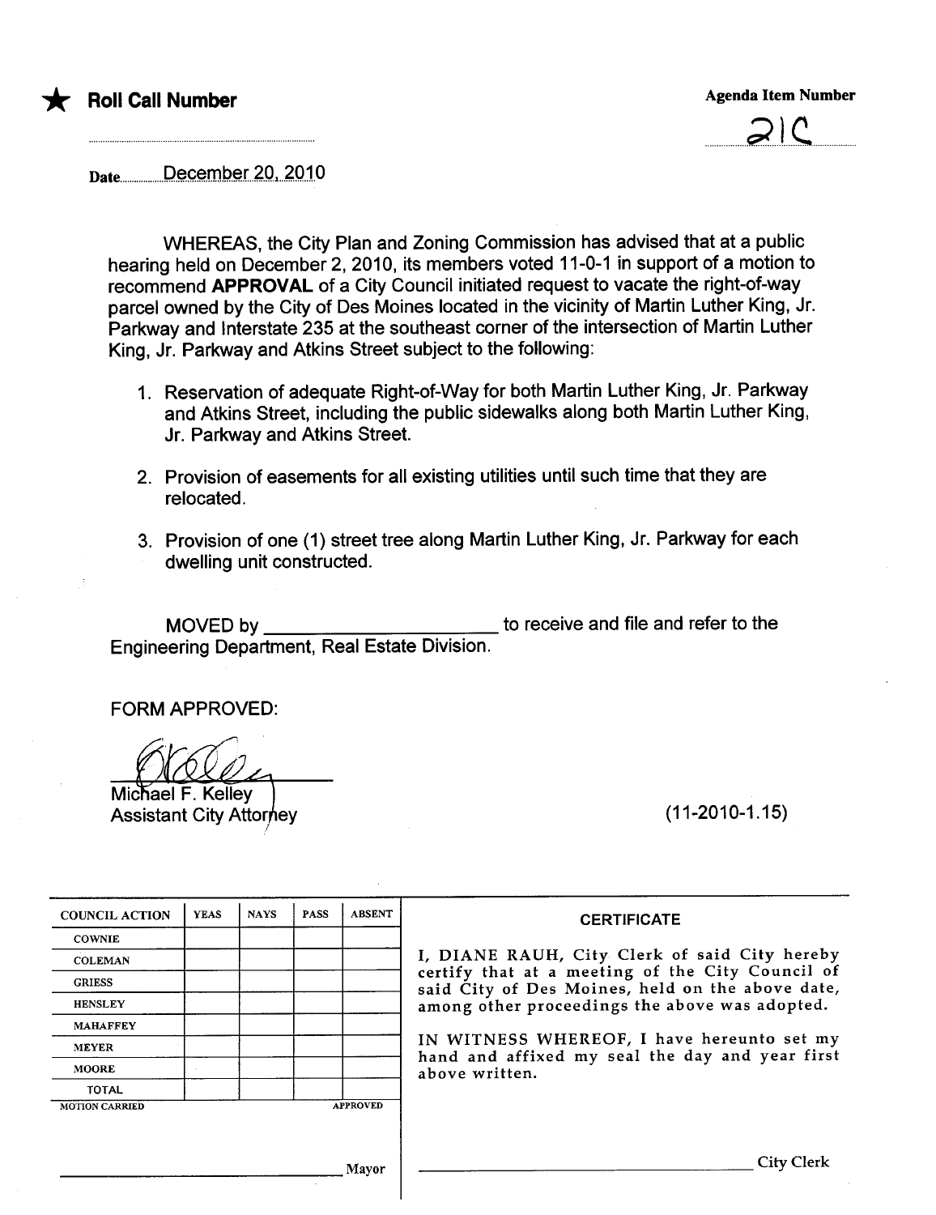★ **Roll Call Number**

Agenda Item Number

21C

Date December 20, 2010

WHEREAS, the City Plan and Zoning Commission has advised that at a public hearing held on December 2, 2010, its members voted 11-0-1 in support of a motion to recommend **APPROVAL** of a City Council initiated request to vacate the right-of-way parcel owned by the City of Des Moines located in the vicinity of Martin Luther King, Jr. Parkway and Interstate 235 at the southeast corner of the intersection of Martin Luther King, Jr. Parkway and Atkins Street subject to the following:

1. Reservation of adequate Right-of-Way for both Martin Luther King, Jr. Parkway and Atkins Street, including the public sidewalks along both Martin Luther King, Jr. Parkway and Atkins Street.
2. Provision of easements for all existing utilities until such time that they are relocated.
3. Provision of one (1) street tree along Martin Luther King, Jr. Parkway for each dwelling unit constructed.

MOVED by ______________________ to receive and file and refer to the Engineering Department, Real Estate Division.

FORM APPROVED:

Michael F. Kelley
Assistant City Attorney

(11-2010-1.15)

| COUNCIL ACTION | YEAS | NAYS | PASS | ABSENT |
|---|---|---|---|---|
| COWNIE | | | | |
| COLEMAN | | | | |
| GRIESS | | | | |
| HENSLEY | | | | |
| MAHAFFEY | | | | |
| MEYER | | | | |
| MOORE | | | | |
| TOTAL | | | | |
| MOTION CARRIED | | | | APPROVED |

______________________ Mayor

**CERTIFICATE**

I, DIANE RAUH, City Clerk of said City hereby certify that at a meeting of the City Council of said City of Des Moines, held on the above date, among other proceedings the above was adopted.

IN WITNESS WHEREOF, I have hereunto set my hand and affixed my seal the day and year first above written.

______________________ City Clerk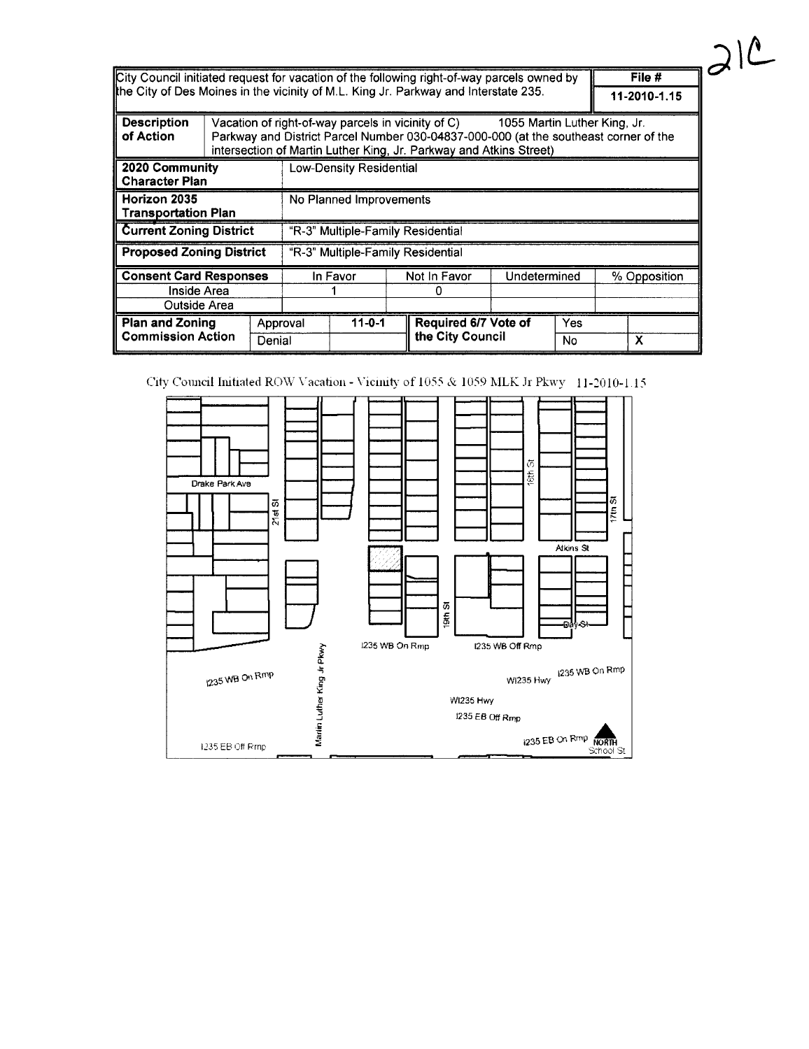21C

| City Council initiated request for vacation of the following right-of-way parcels owned by the City of Des Moines in the vicinity of M.L. King Jr. Parkway and Interstate 235. | | | | | | File # |
|---|---|---|---|---|---|---|
| | | | | | | 11-2010-1.15 |
| **Description of Action** | Vacation of right-of-way parcels in vicinity of C) 1055 Martin Luther King, Jr. Parkway and District Parcel Number 030-04837-000-000 (at the southeast corner of the intersection of Martin Luther King, Jr. Parkway and Atkins Street) | | | | | |
| **2020 Community Character Plan** | Low-Density Residential | | | | | |
| **Horizon 2035 Transportation Plan** | No Planned Improvements | | | | | |
| **Current Zoning District** | "R-3" Multiple-Family Residential | | | | | |
| **Proposed Zoning District** | "R-3" Multiple-Family Residential | | | | | |
| **Consent Card Responses** | In Favor | | Not In Favor | Undetermined | | % Opposition |
| Inside Area | 1 | | 0 | | | |
| Outside Area | | | | | | |
| **Plan and Zoning Commission Action** | Approval | 11-0-1 | **Required 6/7 Vote of the City Council** | Yes | | |
| | Denial | | | No | | X |

City Council Initiated ROW Vacation - Vicinity of 1055 & 1059 MLK Jr Pkwy 11-2010-1.15

Drake Park Ave

21st St

18th St

17th St

Atkins St

19th St

Day St

I235 WB On Rmp

I235 WB Off Rmp

I235 WB On Rmp

WI235 Hwy

I235 WB On Rmp

Martin Luther King Jr Pkwy

WI235 Hwy

I235 EB Off Rmp

I235 EB On Rmp

NORTH

I235 EB Off Rmp

School St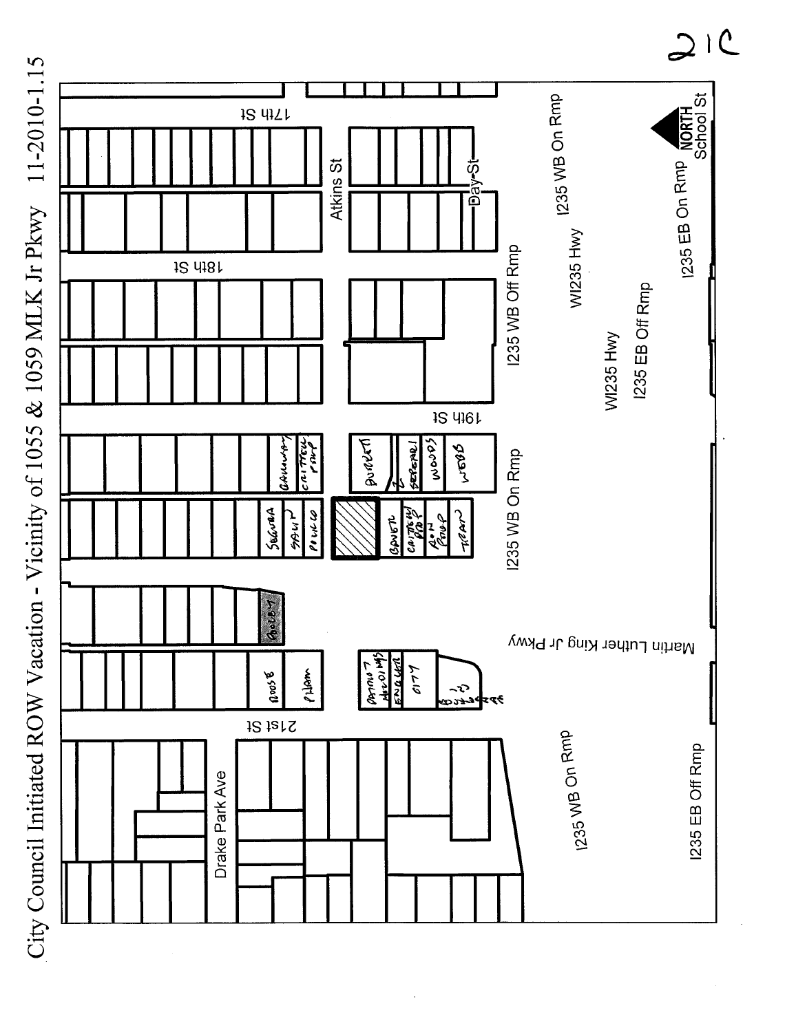# City Council Initiated ROW Vacation - Vicinity of 1055 & 1059 MLK Jr Pkwy 11-2010-1.15

21C

17th St

Atkins St

Day St

18th St

19th St

21st St

Drake Park Ave

Martin Luther King Jr Pkwy

I235 WB Off Rmp

I235 WB On Rmp

WI235 Hwy

I235 EB Off Rmp

I235 EB On Rmp

NORTH

School St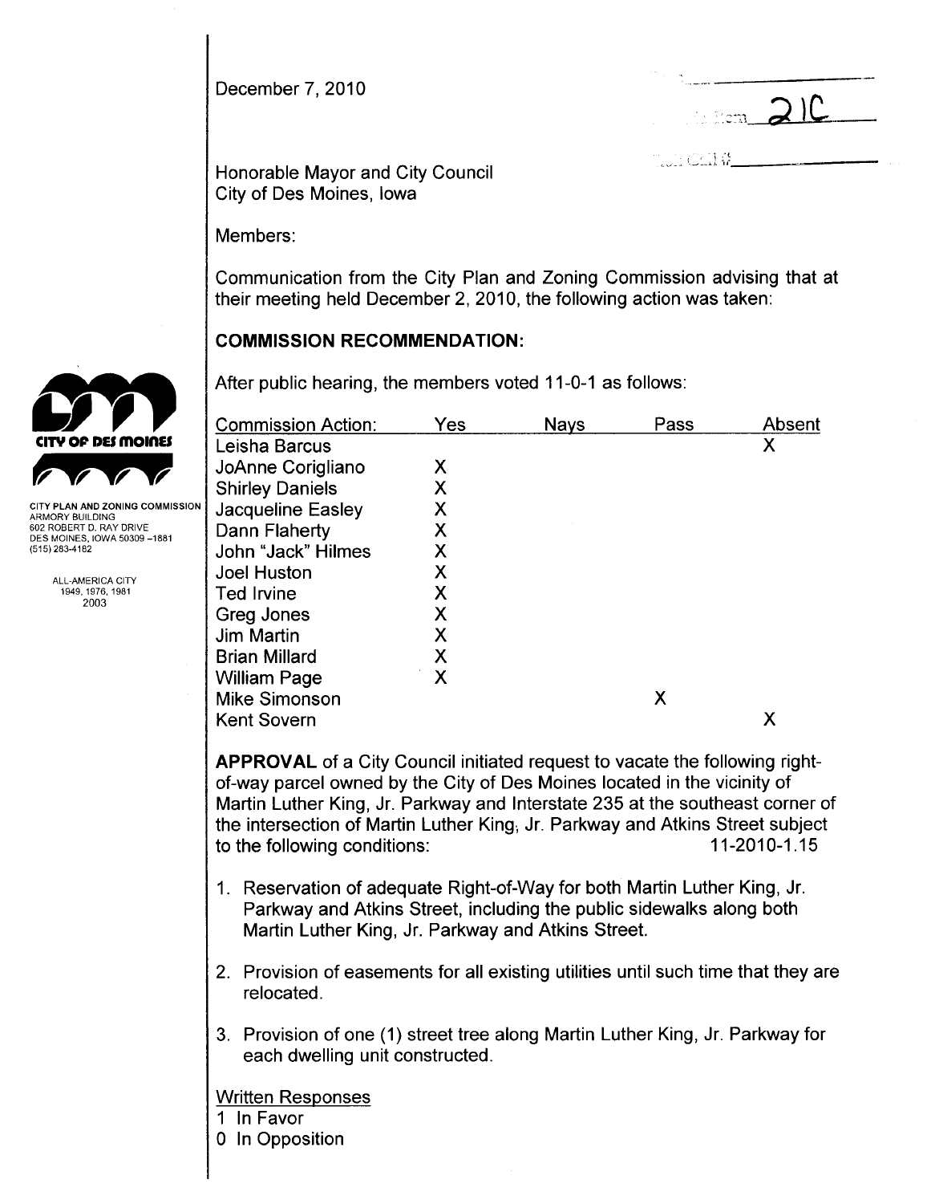December 7, 2010

Item 21C

Roll Call #\_\_\_\_\_\_\_\_\_\_

CITY PLAN AND ZONING COMMISSION
ARMORY BUILDING
602 ROBERT D. RAY DRIVE
DES MOINES, IOWA 50309-1881
(515) 283-4182

ALL-AMERICA CITY
1949, 1976, 1981
2003

Honorable Mayor and City Council
City of Des Moines, Iowa

Members:

Communication from the City Plan and Zoning Commission advising that at their meeting held December 2, 2010, the following action was taken:

**COMMISSION RECOMMENDATION:**

After public hearing, the members voted 11-0-1 as follows:

| Commission Action: | Yes | Nays | Pass | Absent |
|---|---|---|---|---|
| Leisha Barcus | | | | X |
| JoAnne Corigliano | X | | | |
| Shirley Daniels | X | | | |
| Jacqueline Easley | X | | | |
| Dann Flaherty | X | | | |
| John "Jack" Hilmes | X | | | |
| Joel Huston | X | | | |
| Ted Irvine | X | | | |
| Greg Jones | X | | | |
| Jim Martin | X | | | |
| Brian Millard | X | | | |
| William Page | X | | | |
| Mike Simonson | | | X | |
| Kent Sovern | | | | X |

**APPROVAL** of a City Council initiated request to vacate the following right-of-way parcel owned by the City of Des Moines located in the vicinity of Martin Luther King, Jr. Parkway and Interstate 235 at the southeast corner of the intersection of Martin Luther King, Jr. Parkway and Atkins Street subject to the following conditions: 11-2010-1.15

1. Reservation of adequate Right-of-Way for both Martin Luther King, Jr. Parkway and Atkins Street, including the public sidewalks along both Martin Luther King, Jr. Parkway and Atkins Street.
2. Provision of easements for all existing utilities until such time that they are relocated.
3. Provision of one (1) street tree along Martin Luther King, Jr. Parkway for each dwelling unit constructed.

Written Responses
1 In Favor
0 In Opposition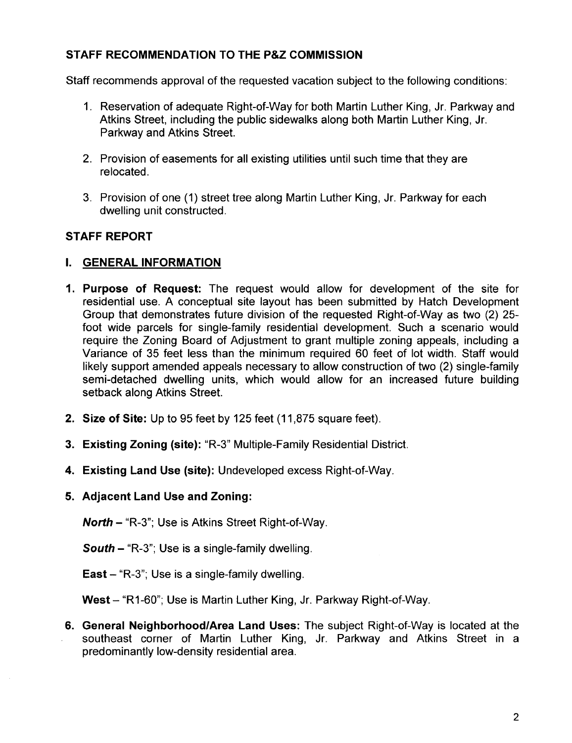## STAFF RECOMMENDATION TO THE P&Z COMMISSION

Staff recommends approval of the requested vacation subject to the following conditions:

1. Reservation of adequate Right-of-Way for both Martin Luther King, Jr. Parkway and Atkins Street, including the public sidewalks along both Martin Luther King, Jr. Parkway and Atkins Street.

2. Provision of easements for all existing utilities until such time that they are relocated.

3. Provision of one (1) street tree along Martin Luther King, Jr. Parkway for each dwelling unit constructed.

## STAFF REPORT

### I. GENERAL INFORMATION

1. **Purpose of Request:** The request would allow for development of the site for residential use. A conceptual site layout has been submitted by Hatch Development Group that demonstrates future division of the requested Right-of-Way as two (2) 25-foot wide parcels for single-family residential development. Such a scenario would require the Zoning Board of Adjustment to grant multiple zoning appeals, including a Variance of 35 feet less than the minimum required 60 feet of lot width. Staff would likely support amended appeals necessary to allow construction of two (2) single-family semi-detached dwelling units, which would allow for an increased future building setback along Atkins Street.

2. **Size of Site:** Up to 95 feet by 125 feet (11,875 square feet).

3. **Existing Zoning (site):** "R-3" Multiple-Family Residential District.

4. **Existing Land Use (site):** Undeveloped excess Right-of-Way.

5. **Adjacent Land Use and Zoning:**

   ***North*** – "R-3"; Use is Atkins Street Right-of-Way.

   ***South*** – "R-3"; Use is a single-family dwelling.

   **East** – "R-3"; Use is a single-family dwelling.

   **West** – "R1-60"; Use is Martin Luther King, Jr. Parkway Right-of-Way.

6. **General Neighborhood/Area Land Uses:** The subject Right-of-Way is located at the southeast corner of Martin Luther King, Jr. Parkway and Atkins Street in a predominantly low-density residential area.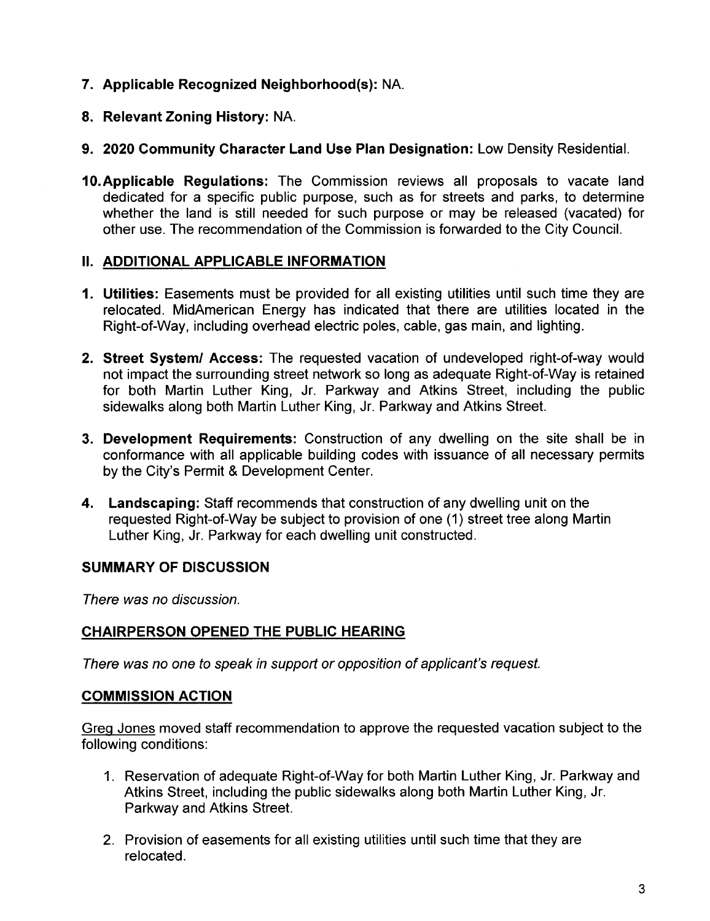7. **Applicable Recognized Neighborhood(s):** NA.

8. **Relevant Zoning History:** NA.

9. **2020 Community Character Land Use Plan Designation:** Low Density Residential.

10. **Applicable Regulations:** The Commission reviews all proposals to vacate land dedicated for a specific public purpose, such as for streets and parks, to determine whether the land is still needed for such purpose or may be released (vacated) for other use. The recommendation of the Commission is forwarded to the City Council.

## II. ADDITIONAL APPLICABLE INFORMATION

1. **Utilities:** Easements must be provided for all existing utilities until such time they are relocated. MidAmerican Energy has indicated that there are utilities located in the Right-of-Way, including overhead electric poles, cable, gas main, and lighting.

2. **Street System/ Access:** The requested vacation of undeveloped right-of-way would not impact the surrounding street network so long as adequate Right-of-Way is retained for both Martin Luther King, Jr. Parkway and Atkins Street, including the public sidewalks along both Martin Luther King, Jr. Parkway and Atkins Street.

3. **Development Requirements:** Construction of any dwelling on the site shall be in conformance with all applicable building codes with issuance of all necessary permits by the City's Permit & Development Center.

4. **Landscaping:** Staff recommends that construction of any dwelling unit on the requested Right-of-Way be subject to provision of one (1) street tree along Martin Luther King, Jr. Parkway for each dwelling unit constructed.

## SUMMARY OF DISCUSSION

*There was no discussion.*

## CHAIRPERSON OPENED THE PUBLIC HEARING

*There was no one to speak in support or opposition of applicant's request.*

## COMMISSION ACTION

Greg Jones moved staff recommendation to approve the requested vacation subject to the following conditions:

1. Reservation of adequate Right-of-Way for both Martin Luther King, Jr. Parkway and Atkins Street, including the public sidewalks along both Martin Luther King, Jr. Parkway and Atkins Street.

2. Provision of easements for all existing utilities until such time that they are relocated.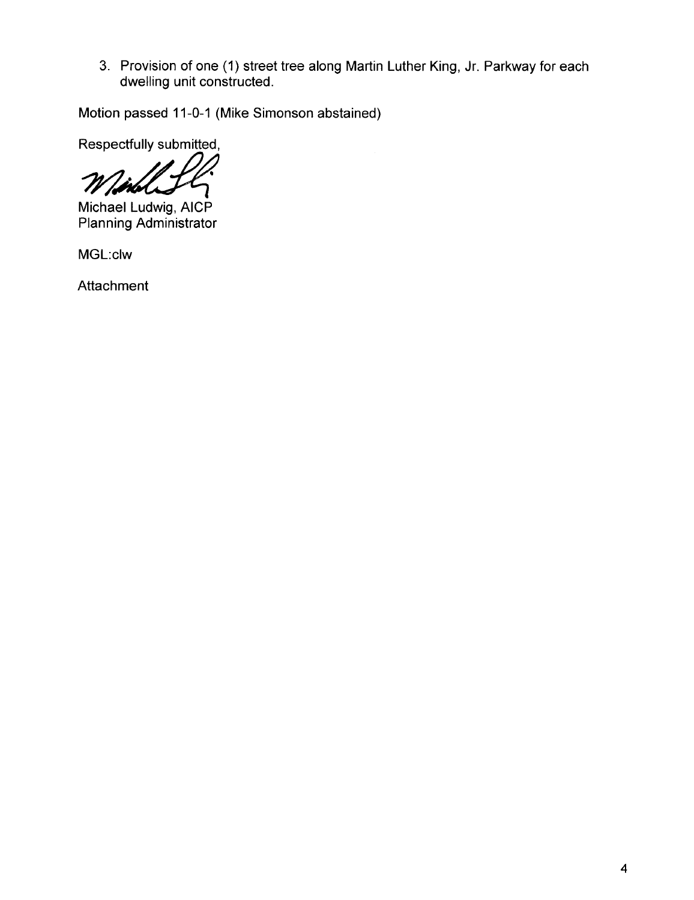3. Provision of one (1) street tree along Martin Luther King, Jr. Parkway for each dwelling unit constructed.

Motion passed 11-0-1 (Mike Simonson abstained)

Respectfully submitted,

Michael Ludwig, AICP
Planning Administrator

MGL:clw

Attachment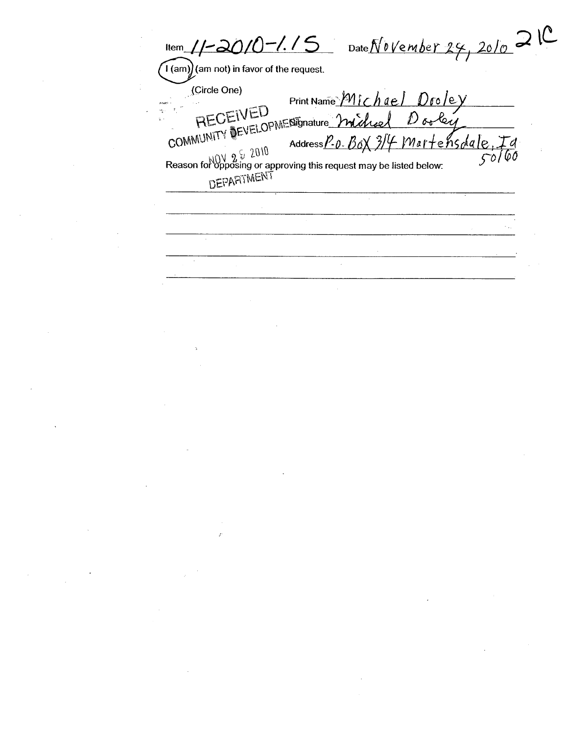Item 11-2010-1.15 Date November 24, 2010 21C

I (am) (am not) in favor of the request.

(Circle One)

Print Name Michael Dooley

RECEIVED
COMMUNITY DEVELOPMENT
NOV 29 2010
DEPARTMENT

Signature Michael Dooley

Address P.O. Box 314 Martensdale, Ia 50160

Reason for opposing or approving this request may be listed below:

\_\_\_\_\_\_\_\_\_\_\_\_\_\_\_\_\_\_\_\_\_\_\_\_\_\_\_\_\_\_\_\_\_\_\_\_\_\_\_\_

\_\_\_\_\_\_\_\_\_\_\_\_\_\_\_\_\_\_\_\_\_\_\_\_\_\_\_\_\_\_\_\_\_\_\_\_\_\_\_\_

\_\_\_\_\_\_\_\_\_\_\_\_\_\_\_\_\_\_\_\_\_\_\_\_\_\_\_\_\_\_\_\_\_\_\_\_\_\_\_\_

\_\_\_\_\_\_\_\_\_\_\_\_\_\_\_\_\_\_\_\_\_\_\_\_\_\_\_\_\_\_\_\_\_\_\_\_\_\_\_\_

\_\_\_\_\_\_\_\_\_\_\_\_\_\_\_\_\_\_\_\_\_\_\_\_\_\_\_\_\_\_\_\_\_\_\_\_\_\_\_\_